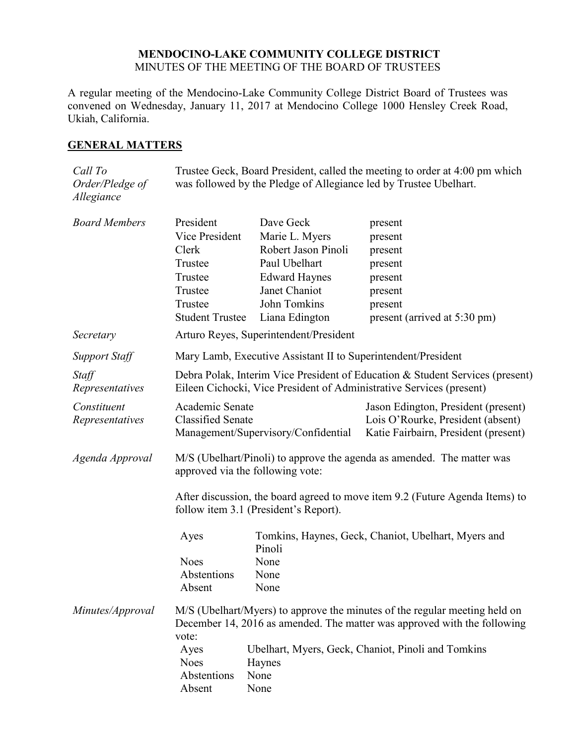**MENDOCINO-LAKE COMMUNITY COLLEGE DISTRICT**
MINUTES OF THE MEETING OF THE BOARD OF TRUSTEES

A regular meeting of the Mendocino-Lake Community College District Board of Trustees was convened on Wednesday, January 11, 2017 at Mendocino College 1000 Hensley Creek Road, Ukiah, California.

## GENERAL MATTERS

*Call To Order/Pledge of Allegiance*

Trustee Geck, Board President, called the meeting to order at 4:00 pm which was followed by the Pledge of Allegiance led by Trustee Ubelhart.

*Board Members*

| | | |
|---|---|---|
| President | Dave Geck | present |
| Vice President | Marie L. Myers | present |
| Clerk | Robert Jason Pinoli | present |
| Trustee | Paul Ubelhart | present |
| Trustee | Edward Haynes | present |
| Trustee | Janet Chaniot | present |
| Trustee | John Tomkins | present |
| Student Trustee | Liana Edington | present (arrived at 5:30 pm) |

*Secretary*

Arturo Reyes, Superintendent/President

*Support Staff*

Mary Lamb, Executive Assistant II to Superintendent/President

*Staff Representatives*

Debra Polak, Interim Vice President of Education & Student Services (present)
Eileen Cichocki, Vice President of Administrative Services (present)

*Constituent Representatives*

| | |
|---|---|
| Academic Senate | Jason Edington, President (present) |
| Classified Senate | Lois O'Rourke, President (absent) |
| Management/Supervisory/Confidential | Katie Fairbairn, President (present) |

*Agenda Approval*

M/S (Ubelhart/Pinoli) to approve the agenda as amended. The matter was approved via the following vote:

After discussion, the board agreed to move item 9.2 (Future Agenda Items) to follow item 3.1 (President's Report).

| | |
|---|---|
| Ayes | Tomkins, Haynes, Geck, Chaniot, Ubelhart, Myers and Pinoli |
| Noes | None |
| Abstentions | None |
| Absent | None |

*Minutes/Approval*

M/S (Ubelhart/Myers) to approve the minutes of the regular meeting held on December 14, 2016 as amended. The matter was approved with the following vote:

| | |
|---|---|
| Ayes | Ubelhart, Myers, Geck, Chaniot, Pinoli and Tomkins |
| Noes | Haynes |
| Abstentions | None |
| Absent | None |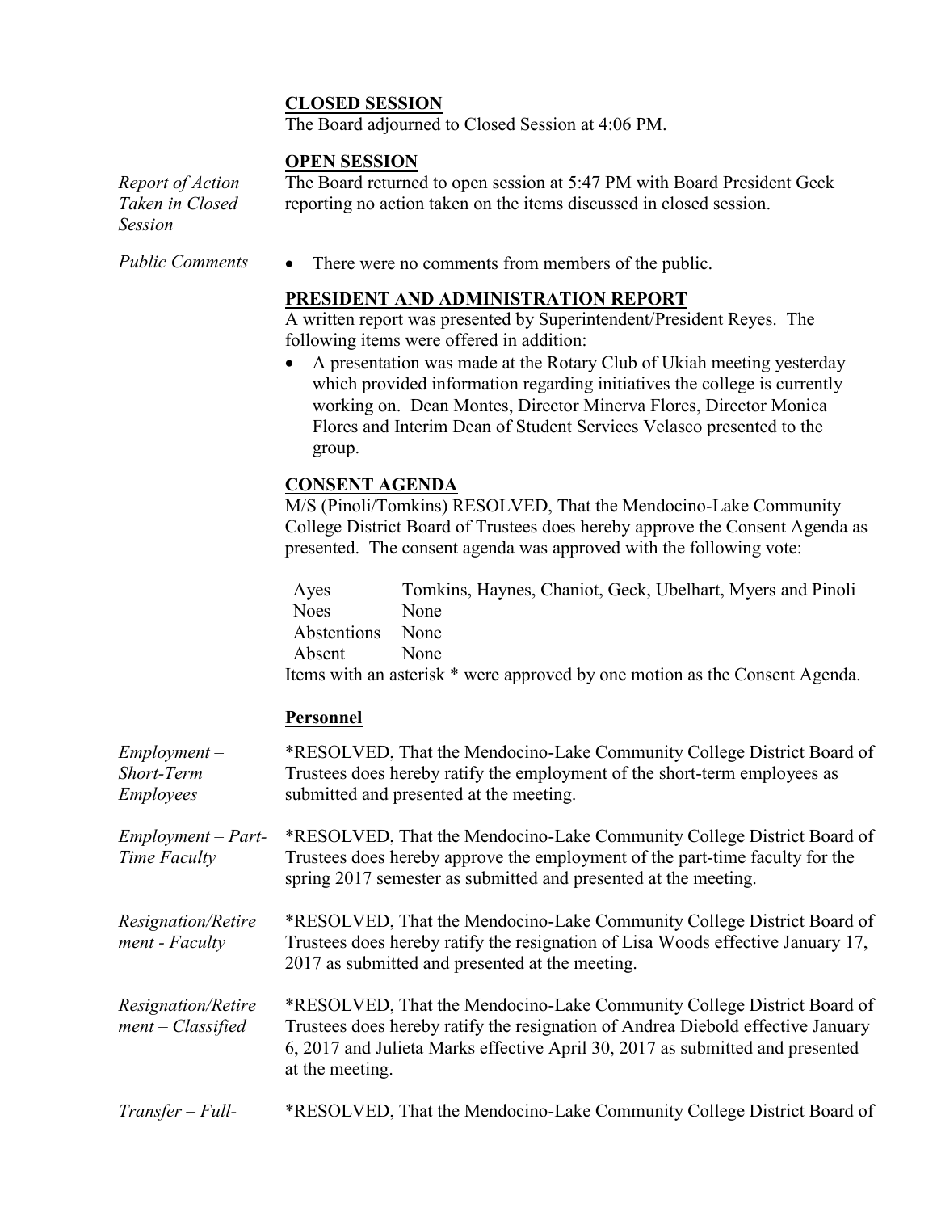**CLOSED SESSION**

The Board adjourned to Closed Session at 4:06 PM.

**OPEN SESSION**

*Report of Action Taken in Closed Session*

The Board returned to open session at 5:47 PM with Board President Geck reporting no action taken on the items discussed in closed session.

*Public Comments*

- There were no comments from members of the public.

**PRESIDENT AND ADMINISTRATION REPORT**

A written report was presented by Superintendent/President Reyes. The following items were offered in addition:

- A presentation was made at the Rotary Club of Ukiah meeting yesterday which provided information regarding initiatives the college is currently working on. Dean Montes, Director Minerva Flores, Director Monica Flores and Interim Dean of Student Services Velasco presented to the group.

**CONSENT AGENDA**

M/S (Pinoli/Tomkins) RESOLVED, That the Mendocino-Lake Community College District Board of Trustees does hereby approve the Consent Agenda as presented. The consent agenda was approved with the following vote:

| | |
|---|---|
| Ayes | Tomkins, Haynes, Chaniot, Geck, Ubelhart, Myers and Pinoli |
| Noes | None |
| Abstentions | None |
| Absent | None |

Items with an asterisk * were approved by one motion as the Consent Agenda.

**Personnel**

*Employment – Short-Term Employees*

*RESOLVED, That the Mendocino-Lake Community College District Board of Trustees does hereby ratify the employment of the short-term employees as submitted and presented at the meeting.

*Employment – Part-Time Faculty*

*RESOLVED, That the Mendocino-Lake Community College District Board of Trustees does hereby approve the employment of the part-time faculty for the spring 2017 semester as submitted and presented at the meeting.

*Resignation/Retirement - Faculty*

*RESOLVED, That the Mendocino-Lake Community College District Board of Trustees does hereby ratify the resignation of Lisa Woods effective January 17, 2017 as submitted and presented at the meeting.

*Resignation/Retirement – Classified*

*RESOLVED, That the Mendocino-Lake Community College District Board of Trustees does hereby ratify the resignation of Andrea Diebold effective January 6, 2017 and Julieta Marks effective April 30, 2017 as submitted and presented at the meeting.

*Transfer – Full-*

*RESOLVED, That the Mendocino-Lake Community College District Board of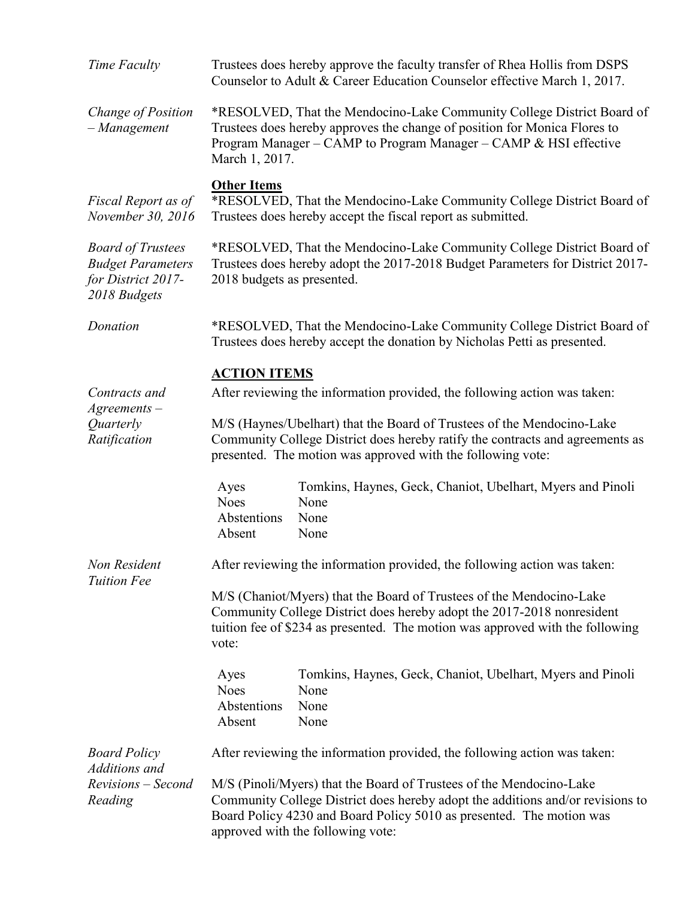*Time Faculty*

Trustees does hereby approve the faculty transfer of Rhea Hollis from DSPS Counselor to Adult & Career Education Counselor effective March 1, 2017.

*Change of Position – Management*

*RESOLVED, That the Mendocino-Lake Community College District Board of Trustees does hereby approves the change of position for Monica Flores to Program Manager – CAMP to Program Manager – CAMP & HSI effective March 1, 2017.

**Other Items**

*Fiscal Report as of November 30, 2016*

*RESOLVED, That the Mendocino-Lake Community College District Board of Trustees does hereby accept the fiscal report as submitted.

*Board of Trustees Budget Parameters for District 2017-2018 Budgets*

*RESOLVED, That the Mendocino-Lake Community College District Board of Trustees does hereby adopt the 2017-2018 Budget Parameters for District 2017-2018 budgets as presented.

*Donation*

*RESOLVED, That the Mendocino-Lake Community College District Board of Trustees does hereby accept the donation by Nicholas Petti as presented.

## ACTION ITEMS

*Contracts and Agreements – Quarterly Ratification*

After reviewing the information provided, the following action was taken:

M/S (Haynes/Ubelhart) that the Board of Trustees of the Mendocino-Lake Community College District does hereby ratify the contracts and agreements as presented. The motion was approved with the following vote:

| | |
|---|---|
| Ayes | Tomkins, Haynes, Geck, Chaniot, Ubelhart, Myers and Pinoli |
| Noes | None |
| Abstentions | None |
| Absent | None |

*Non Resident Tuition Fee*

After reviewing the information provided, the following action was taken:

M/S (Chaniot/Myers) that the Board of Trustees of the Mendocino-Lake Community College District does hereby adopt the 2017-2018 nonresident tuition fee of $234 as presented. The motion was approved with the following vote:

| | |
|---|---|
| Ayes | Tomkins, Haynes, Geck, Chaniot, Ubelhart, Myers and Pinoli |
| Noes | None |
| Abstentions | None |
| Absent | None |

*Board Policy Additions and Revisions – Second Reading*

After reviewing the information provided, the following action was taken:

M/S (Pinoli/Myers) that the Board of Trustees of the Mendocino-Lake Community College District does hereby adopt the additions and/or revisions to Board Policy 4230 and Board Policy 5010 as presented. The motion was approved with the following vote: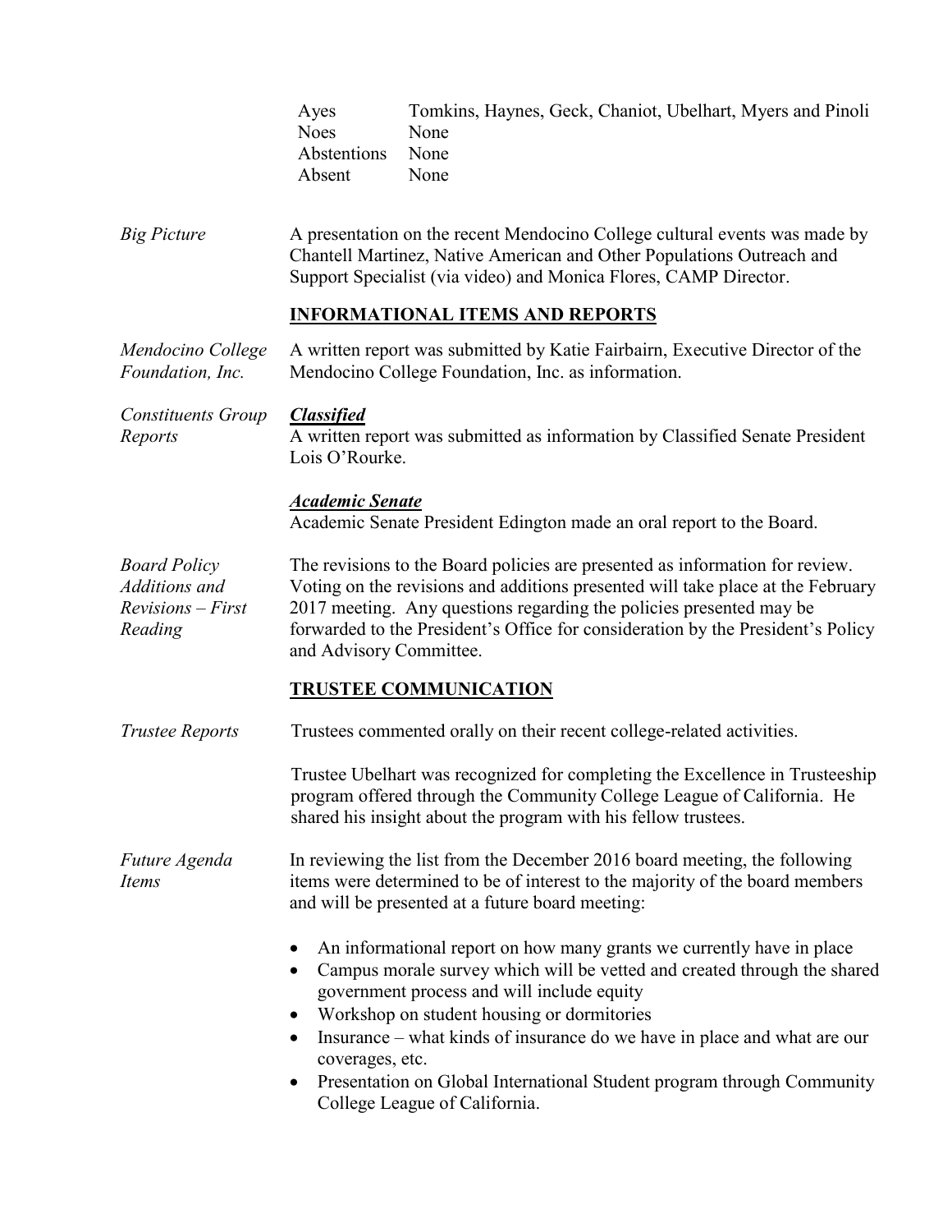| | |
|---|---|
| Ayes | Tomkins, Haynes, Geck, Chaniot, Ubelhart, Myers and Pinoli |
| Noes | None |
| Abstentions | None |
| Absent | None |

*Big Picture*

A presentation on the recent Mendocino College cultural events was made by Chantell Martinez, Native American and Other Populations Outreach and Support Specialist (via video) and Monica Flores, CAMP Director.

## INFORMATIONAL ITEMS AND REPORTS

*Mendocino College Foundation, Inc.*

A written report was submitted by Katie Fairbairn, Executive Director of the Mendocino College Foundation, Inc. as information.

*Constituents Group Reports*

***Classified***

A written report was submitted as information by Classified Senate President Lois O'Rourke.

***Academic Senate***

Academic Senate President Edington made an oral report to the Board.

*Board Policy Additions and Revisions – First Reading*

The revisions to the Board policies are presented as information for review. Voting on the revisions and additions presented will take place at the February 2017 meeting. Any questions regarding the policies presented may be forwarded to the President's Office for consideration by the President's Policy and Advisory Committee.

## TRUSTEE COMMUNICATION

*Trustee Reports*

Trustees commented orally on their recent college-related activities.

Trustee Ubelhart was recognized for completing the Excellence in Trusteeship program offered through the Community College League of California. He shared his insight about the program with his fellow trustees.

*Future Agenda Items*

In reviewing the list from the December 2016 board meeting, the following items were determined to be of interest to the majority of the board members and will be presented at a future board meeting:

- An informational report on how many grants we currently have in place
- Campus morale survey which will be vetted and created through the shared government process and will include equity
- Workshop on student housing or dormitories
- Insurance – what kinds of insurance do we have in place and what are our coverages, etc.
- Presentation on Global International Student program through Community College League of California.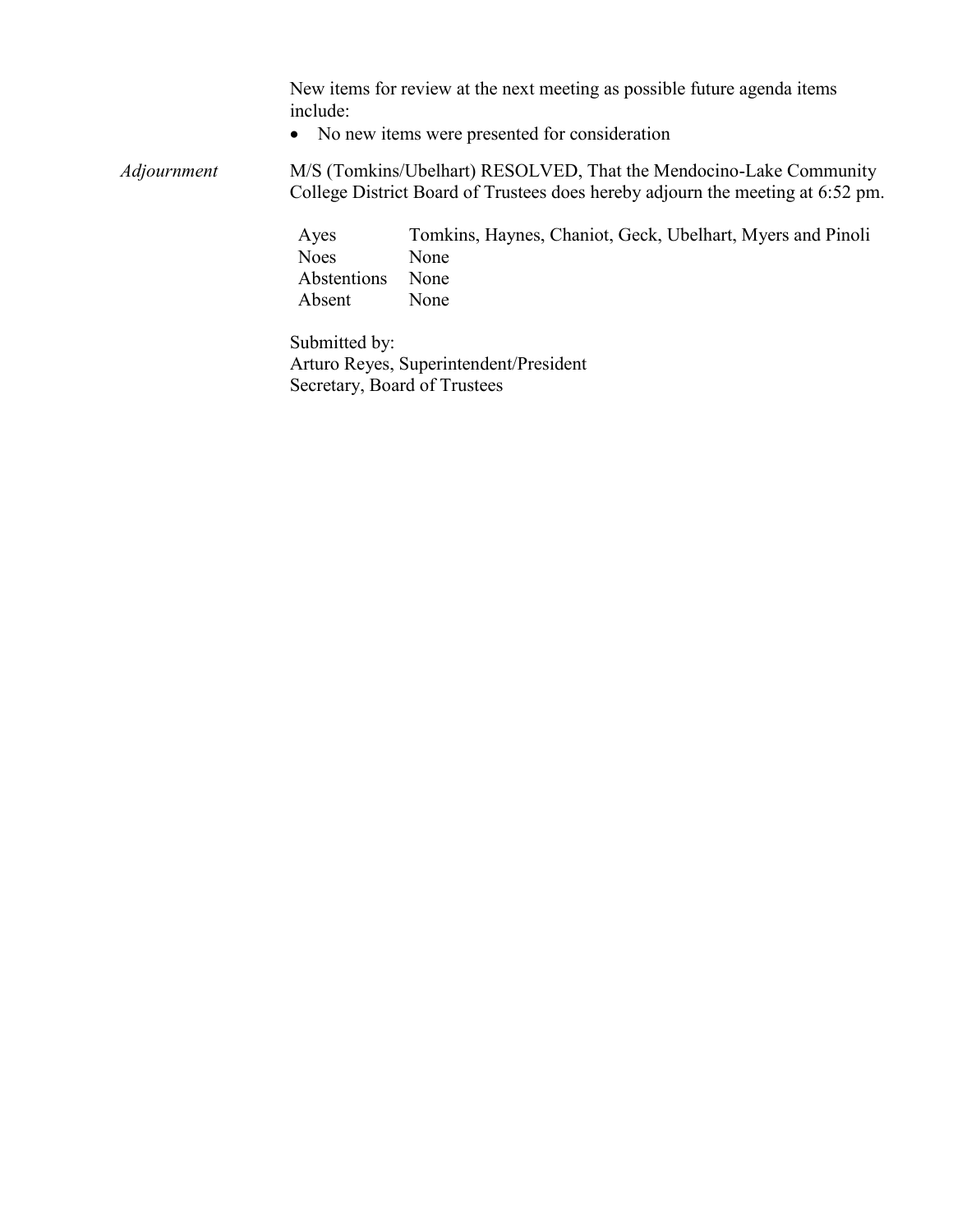New items for review at the next meeting as possible future agenda items include:

- No new items were presented for consideration

*Adjournment*

M/S (Tomkins/Ubelhart) RESOLVED, That the Mendocino-Lake Community College District Board of Trustees does hereby adjourn the meeting at 6:52 pm.

| | |
|---|---|
| Ayes | Tomkins, Haynes, Chaniot, Geck, Ubelhart, Myers and Pinoli |
| Noes | None |
| Abstentions | None |
| Absent | None |

Submitted by:
Arturo Reyes, Superintendent/President
Secretary, Board of Trustees